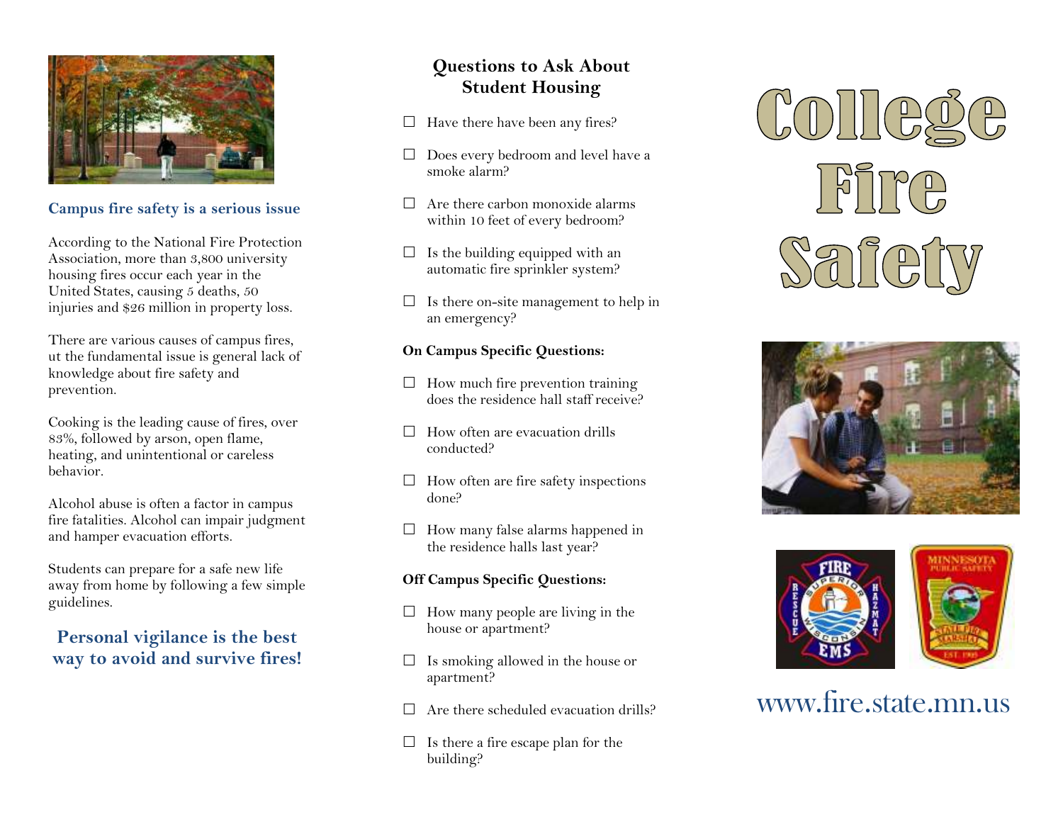## Campus fire safety is a serious issue

According to the National Fire Protection Association, more than 3,800 university housing fires occur each year in the United States, causing 5 deaths, 50 injuries and $26 million in property loss.

There are various causes of campus fires, ut the fundamental issue is general lack of knowledge about fire safety and prevention.

Cooking is the leading cause of fires, over 83%, followed by arson, open flame, heating, and unintentional or careless behavior.

Alcohol abuse is often a factor in campus fire fatalities. Alcohol can impair judgment and hamper evacuation efforts.

Students can prepare for a safe new life away from home by following a few simple guidelines.

**Personal vigilance is the best way to avoid and survive fires!**

## Questions to Ask About Student Housing

- ☐ Have there have been any fires?
- ☐ Does every bedroom and level have a smoke alarm?
- ☐ Are there carbon monoxide alarms within 10 feet of every bedroom?
- ☐ Is the building equipped with an automatic fire sprinkler system?
- ☐ Is there on-site management to help in an emergency?

**On Campus Specific Questions:**

- ☐ How much fire prevention training does the residence hall staff receive?
- ☐ How often are evacuation drills conducted?
- ☐ How often are fire safety inspections done?
- ☐ How many false alarms happened in the residence halls last year?

**Off Campus Specific Questions:**

- ☐ How many people are living in the house or apartment?
- ☐ Is smoking allowed in the house or apartment?
- ☐ Are there scheduled evacuation drills?
- ☐ Is there a fire escape plan for the building?

# College Fire Safety

www.fire.state.mn.us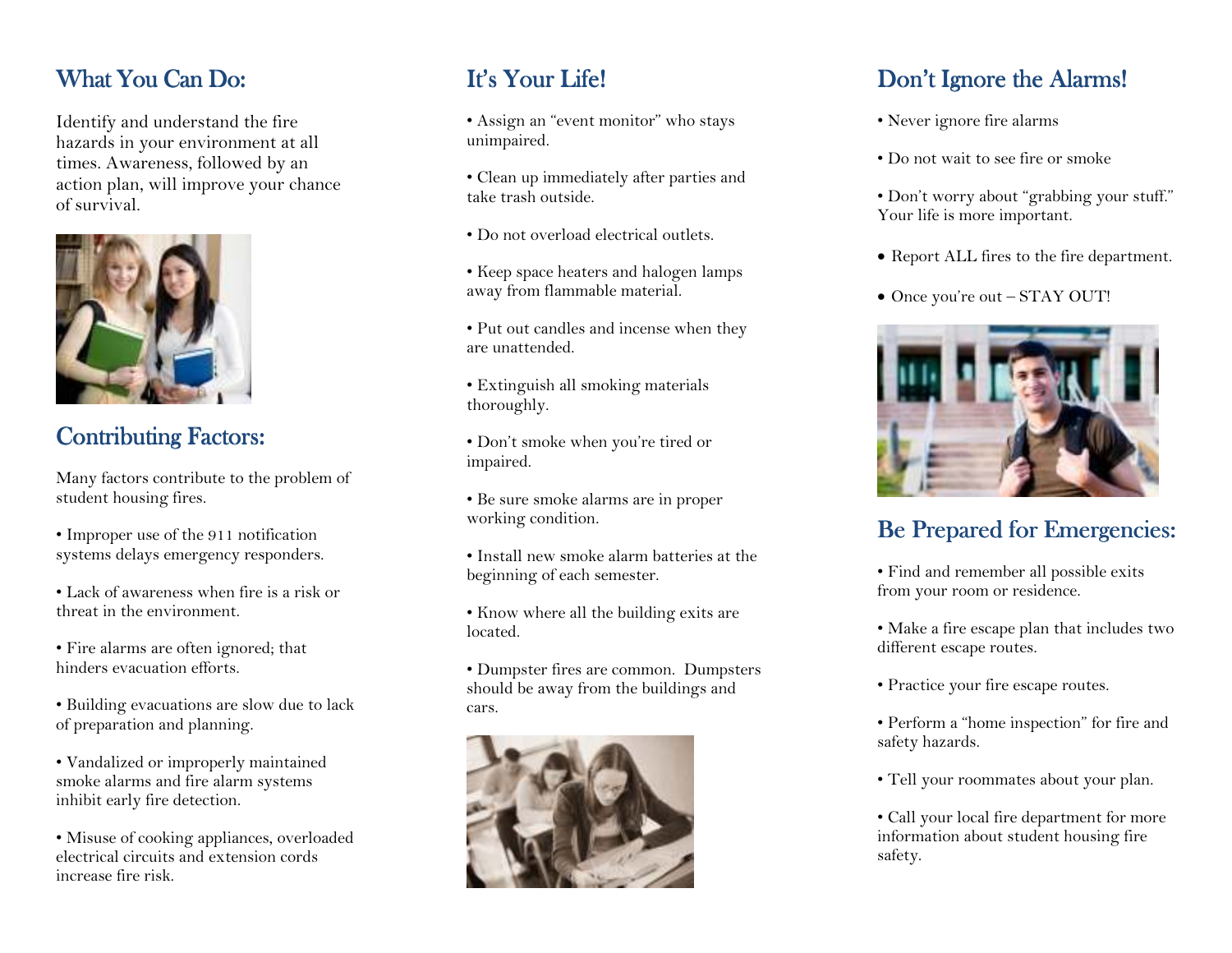## What You Can Do:

Identify and understand the fire hazards in your environment at all times. Awareness, followed by an action plan, will improve your chance of survival.

## Contributing Factors:

Many factors contribute to the problem of student housing fires.

- Improper use of the 911 notification systems delays emergency responders.
- Lack of awareness when fire is a risk or threat in the environment.
- Fire alarms are often ignored; that hinders evacuation efforts.
- Building evacuations are slow due to lack of preparation and planning.
- Vandalized or improperly maintained smoke alarms and fire alarm systems inhibit early fire detection.
- Misuse of cooking appliances, overloaded electrical circuits and extension cords increase fire risk.

## It's Your Life!

- Assign an "event monitor" who stays unimpaired.
- Clean up immediately after parties and take trash outside.
- Do not overload electrical outlets.
- Keep space heaters and halogen lamps away from flammable material.
- Put out candles and incense when they are unattended.
- Extinguish all smoking materials thoroughly.
- Don't smoke when you're tired or impaired.
- Be sure smoke alarms are in proper working condition.
- Install new smoke alarm batteries at the beginning of each semester.
- Know where all the building exits are located.
- Dumpster fires are common. Dumpsters should be away from the buildings and cars.

## Don't Ignore the Alarms!

- Never ignore fire alarms
- Do not wait to see fire or smoke
- Don't worry about "grabbing your stuff." Your life is more important.
- Report ALL fires to the fire department.
- Once you're out – STAY OUT!

## Be Prepared for Emergencies:

- Find and remember all possible exits from your room or residence.
- Make a fire escape plan that includes two different escape routes.
- Practice your fire escape routes.
- Perform a "home inspection" for fire and safety hazards.
- Tell your roommates about your plan.
- Call your local fire department for more information about student housing fire safety.